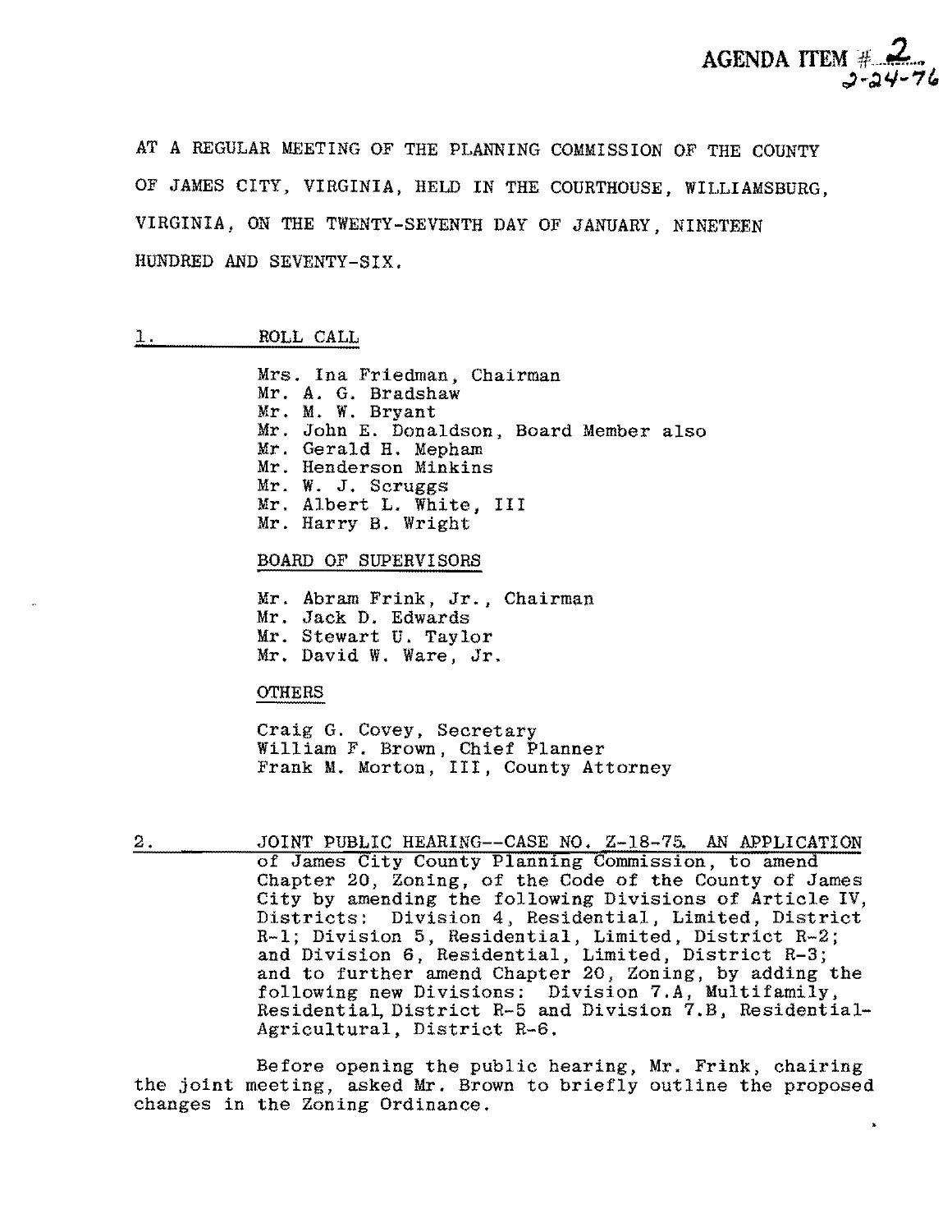AGENDA ITEM # 2
2-24-76

AT A REGULAR MEETING OF THE PLANNING COMMISSION OF THE COUNTY OF JAMES CITY, VIRGINIA, HELD IN THE COURTHOUSE, WILLIAMSBURG, VIRGINIA, ON THE TWENTY-SEVENTH DAY OF JANUARY, NINETEEN HUNDRED AND SEVENTY-SIX.

## 1. ROLL CALL

Mrs. Ina Friedman, Chairman
Mr. A. G. Bradshaw
Mr. M. W. Bryant
Mr. John E. Donaldson, Board Member also
Mr. Gerald H. Mepham
Mr. Henderson Minkins
Mr. W. J. Scruggs
Mr. Albert L. White, III
Mr. Harry B. Wright

BOARD OF SUPERVISORS

Mr. Abram Frink, Jr., Chairman
Mr. Jack D. Edwards
Mr. Stewart U. Taylor
Mr. David W. Ware, Jr.

OTHERS

Craig G. Covey, Secretary
William F. Brown, Chief Planner
Frank M. Morton, III, County Attorney

## 2. JOINT PUBLIC HEARING--CASE NO. Z-18-75. AN APPLICATION

of James City County Planning Commission, to amend Chapter 20, Zoning, of the Code of the County of James City by amending the following Divisions of Article IV, Districts: Division 4, Residential, Limited, District R-1; Division 5, Residential, Limited, District R-2; and Division 6, Residential, Limited, District R-3; and to further amend Chapter 20, Zoning, by adding the following new Divisions: Division 7.A, Multifamily, Residential, District R-5 and Division 7.B, Residential-Agricultural, District R-6.

Before opening the public hearing, Mr. Frink, chairing the joint meeting, asked Mr. Brown to briefly outline the proposed changes in the Zoning Ordinance.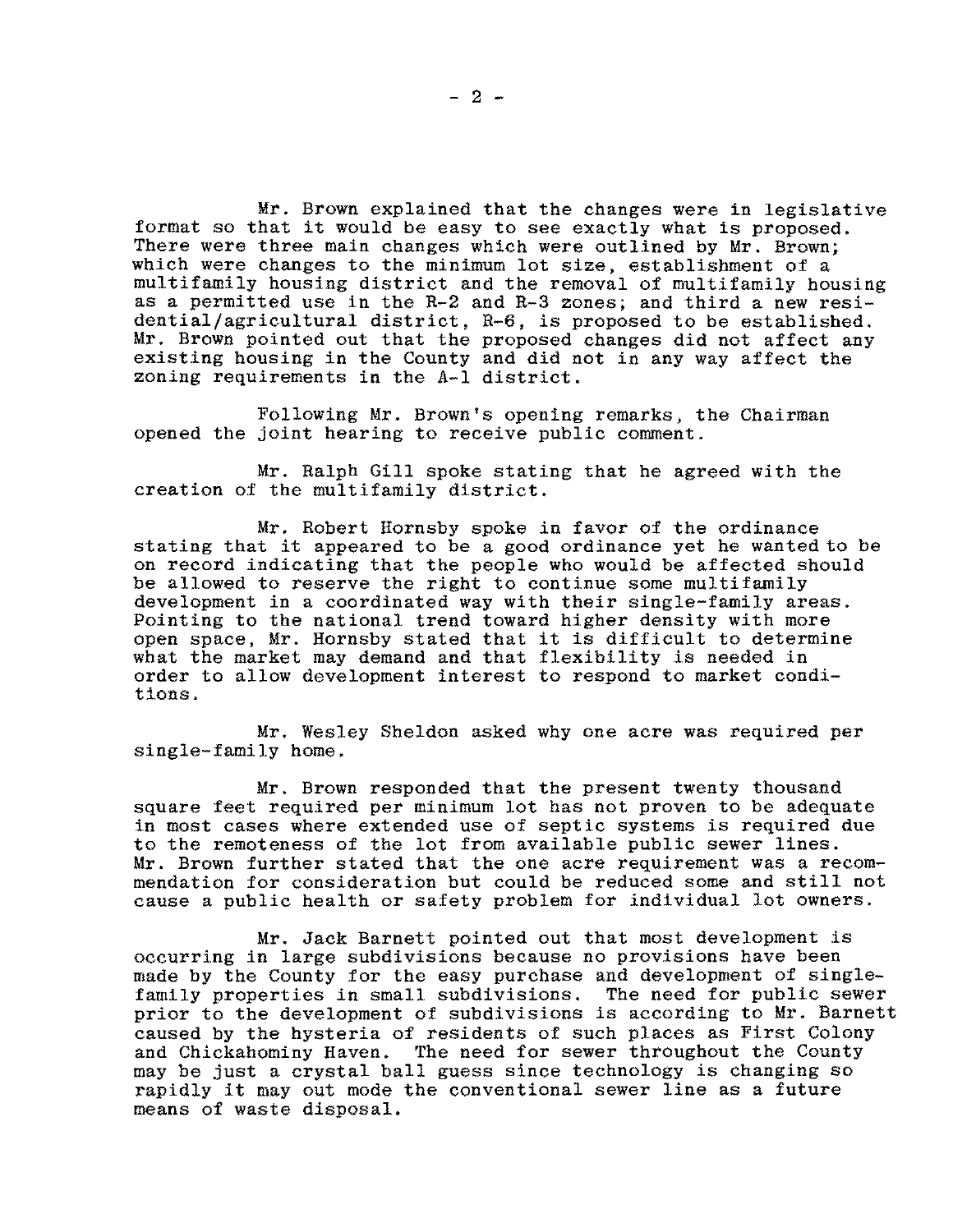Mr. Brown explained that the changes were in legislative format so that it would be easy to see exactly what is proposed. There were three main changes which were outlined by Mr. Brown; which were changes to the minimum lot size, establishment of a multifamily housing district and the removal of multifamily housing as a permitted use in the R-2 and R-3 zones; and third a new residential/agricultural district, R-6, is proposed to be established. Mr. Brown pointed out that the proposed changes did not affect any existing housing in the County and did not in any way affect the zoning requirements in the A-1 district.

Following Mr. Brown's opening remarks, the Chairman opened the joint hearing to receive public comment.

Mr. Ralph Gill spoke stating that he agreed with the creation of the multifamily district.

Mr. Robert Hornsby spoke in favor of the ordinance stating that it appeared to be a good ordinance yet he wanted to be on record indicating that the people who would be affected should be allowed to reserve the right to continue some multifamily development in a coordinated way with their single-family areas. Pointing to the national trend toward higher density with more open space, Mr. Hornsby stated that it is difficult to determine what the market may demand and that flexibility is needed in order to allow development interest to respond to market conditions.

Mr. Wesley Sheldon asked why one acre was required per single-family home.

Mr. Brown responded that the present twenty thousand square feet required per minimum lot has not proven to be adequate in most cases where extended use of septic systems is required due to the remoteness of the lot from available public sewer lines. Mr. Brown further stated that the one acre requirement was a recommendation for consideration but could be reduced some and still not cause a public health or safety problem for individual lot owners.

Mr. Jack Barnett pointed out that most development is occurring in large subdivisions because no provisions have been made by the County for the easy purchase and development of single-family properties in small subdivisions. The need for public sewer prior to the development of subdivisions is according to Mr. Barnett caused by the hysteria of residents of such places as First Colony and Chickahominy Haven. The need for sewer throughout the County may be just a crystal ball guess since technology is changing so rapidly it may out mode the conventional sewer line as a future means of waste disposal.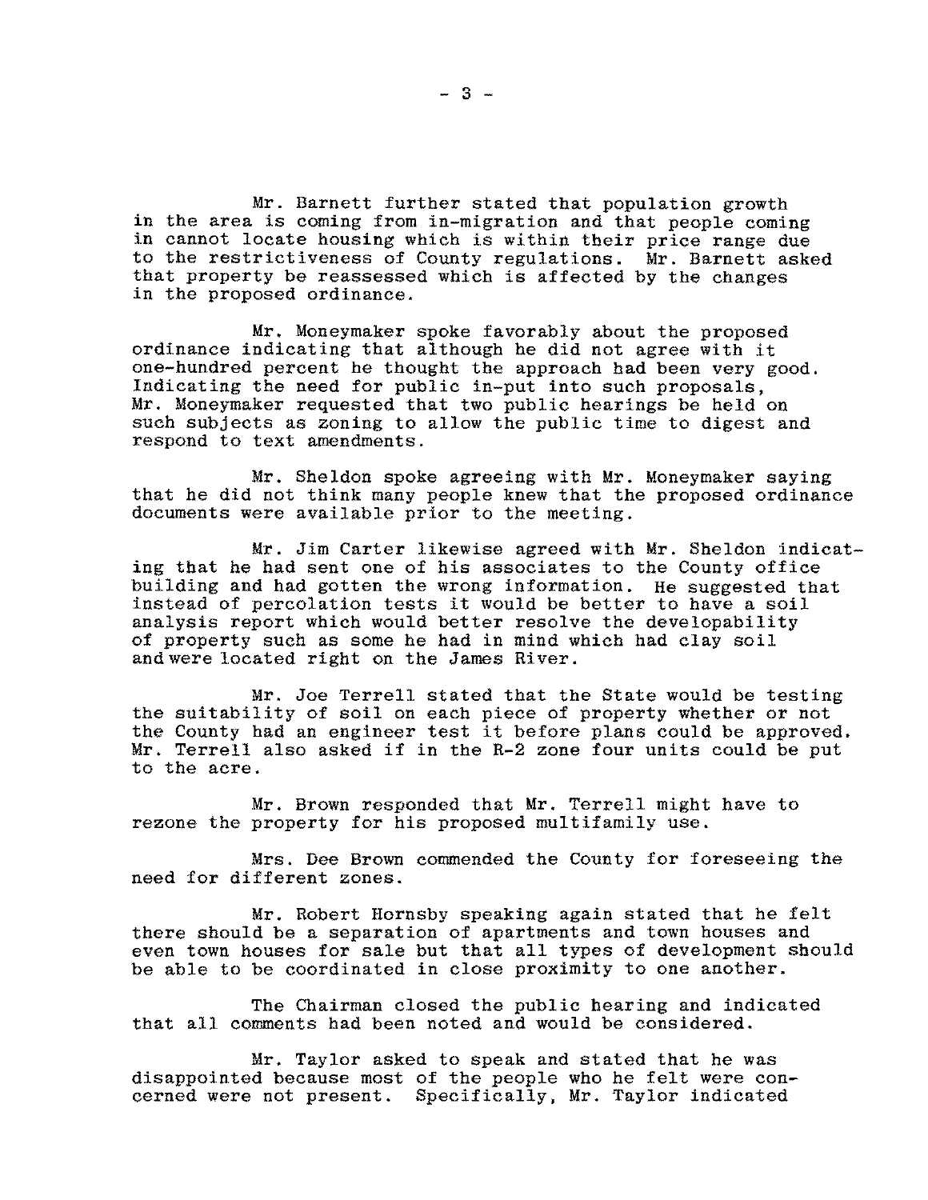Mr. Barnett further stated that population growth in the area is coming from in-migration and that people coming in cannot locate housing which is within their price range due to the restrictiveness of County regulations. Mr. Barnett asked that property be reassessed which is affected by the changes in the proposed ordinance.

Mr. Moneymaker spoke favorably about the proposed ordinance indicating that although he did not agree with it one-hundred percent he thought the approach had been very good. Indicating the need for public in-put into such proposals, Mr. Moneymaker requested that two public hearings be held on such subjects as zoning to allow the public time to digest and respond to text amendments.

Mr. Sheldon spoke agreeing with Mr. Moneymaker saying that he did not think many people knew that the proposed ordinance documents were available prior to the meeting.

Mr. Jim Carter likewise agreed with Mr. Sheldon indicating that he had sent one of his associates to the County office building and had gotten the wrong information. He suggested that instead of percolation tests it would be better to have a soil analysis report which would better resolve the developability of property such as some he had in mind which had clay soil and were located right on the James River.

Mr. Joe Terrell stated that the State would be testing the suitability of soil on each piece of property whether or not the County had an engineer test it before plans could be approved. Mr. Terrell also asked if in the R-2 zone four units could be put to the acre.

Mr. Brown responded that Mr. Terrell might have to rezone the property for his proposed multifamily use.

Mrs. Dee Brown commended the County for foreseeing the need for different zones.

Mr. Robert Hornsby speaking again stated that he felt there should be a separation of apartments and town houses and even town houses for sale but that all types of development should be able to be coordinated in close proximity to one another.

The Chairman closed the public hearing and indicated that all comments had been noted and would be considered.

Mr. Taylor asked to speak and stated that he was disappointed because most of the people who he felt were concerned were not present. Specifically, Mr. Taylor indicated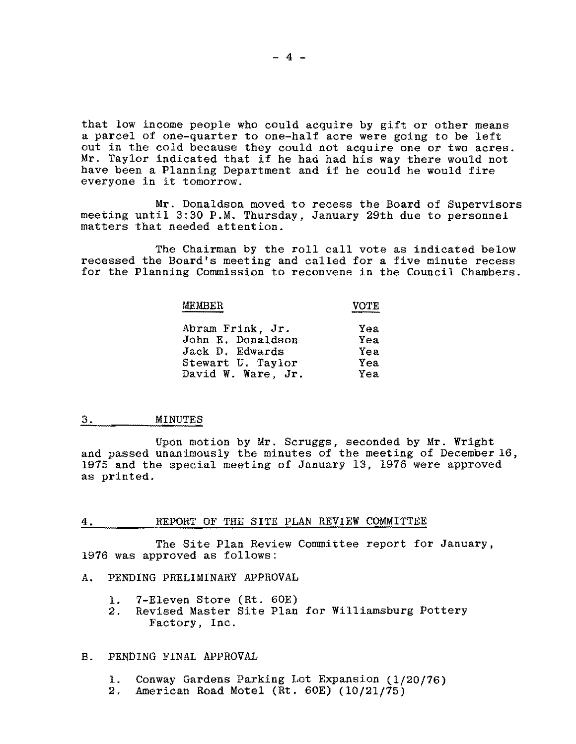that low income people who could acquire by gift or other means a parcel of one-quarter to one-half acre were going to be left out in the cold because they could not acquire one or two acres. Mr. Taylor indicated that if he had had his way there would not have been a Planning Department and if he could he would fire everyone in it tomorrow.

Mr. Donaldson moved to recess the Board of Supervisors meeting until 3:30 P.M. Thursday, January 29th due to personnel matters that needed attention.

The Chairman by the roll call vote as indicated below recessed the Board's meeting and called for a five minute recess for the Planning Commission to reconvene in the Council Chambers.

| MEMBER | VOTE |
|---|---|
| Abram Frink, Jr. | Yea |
| John E. Donaldson | Yea |
| Jack D. Edwards | Yea |
| Stewart U. Taylor | Yea |
| David W. Ware, Jr. | Yea |

## 3. MINUTES

Upon motion by Mr. Scruggs, seconded by Mr. Wright and passed unanimously the minutes of the meeting of December 16, 1975 and the special meeting of January 13, 1976 were approved as printed.

## 4. REPORT OF THE SITE PLAN REVIEW COMMITTEE

The Site Plan Review Committee report for January, 1976 was approved as follows:

A. PENDING PRELIMINARY APPROVAL

1. 7-Eleven Store (Rt. 60E)
2. Revised Master Site Plan for Williamsburg Pottery Factory, Inc.

B. PENDING FINAL APPROVAL

1. Conway Gardens Parking Lot Expansion (1/20/76)
2. American Road Motel (Rt. 60E) (10/21/75)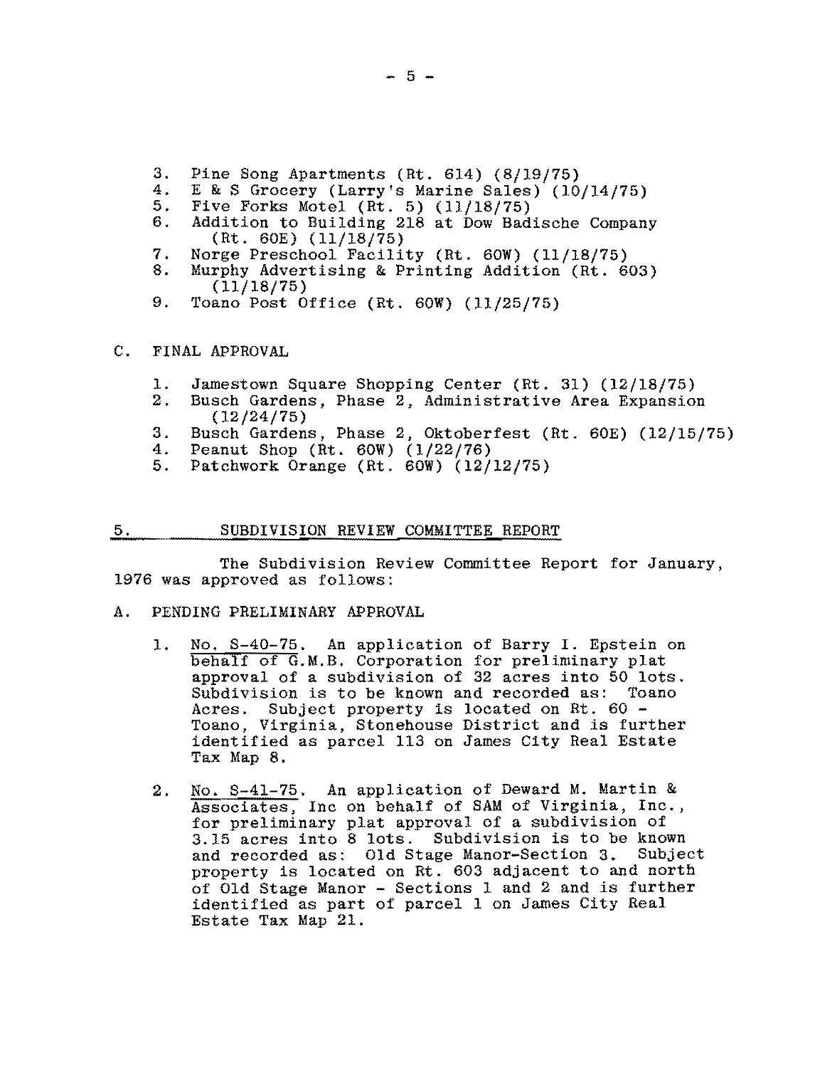3. Pine Song Apartments (Rt. 614) (8/19/75)
4. E & S Grocery (Larry's Marine Sales) (10/14/75)
5. Five Forks Motel (Rt. 5) (11/18/75)
6. Addition to Building 218 at Dow Badische Company (Rt. 60E) (11/18/75)
7. Norge Preschool Facility (Rt. 60W) (11/18/75)
8. Murphy Advertising & Printing Addition (Rt. 603) (11/18/75)
9. Toano Post Office (Rt. 60W) (11/25/75)

C. FINAL APPROVAL

1. Jamestown Square Shopping Center (Rt. 31) (12/18/75)
2. Busch Gardens, Phase 2, Administrative Area Expansion (12/24/75)
3. Busch Gardens, Phase 2, Oktoberfest (Rt. 60E) (12/15/75)
4. Peanut Shop (Rt. 60W) (1/22/76)
5. Patchwork Orange (Rt. 60W) (12/12/75)

## 5. SUBDIVISION REVIEW COMMITTEE REPORT

The Subdivision Review Committee Report for January, 1976 was approved as follows:

A. PENDING PRELIMINARY APPROVAL

1. No. S-40-75. An application of Barry I. Epstein on behalf of G.M.B. Corporation for preliminary plat approval of a subdivision of 32 acres into 50 lots. Subdivision is to be known and recorded as: Toano Acres. Subject property is located on Rt. 60 - Toano, Virginia, Stonehouse District and is further identified as parcel 113 on James City Real Estate Tax Map 8.

2. No. S-41-75. An application of Deward M. Martin & Associates, Inc on behalf of SAM of Virginia, Inc., for preliminary plat approval of a subdivision of 3.15 acres into 8 lots. Subdivision is to be known and recorded as: Old Stage Manor-Section 3. Subject property is located on Rt. 603 adjacent to and north of Old Stage Manor - Sections 1 and 2 and is further identified as part of parcel 1 on James City Real Estate Tax Map 21.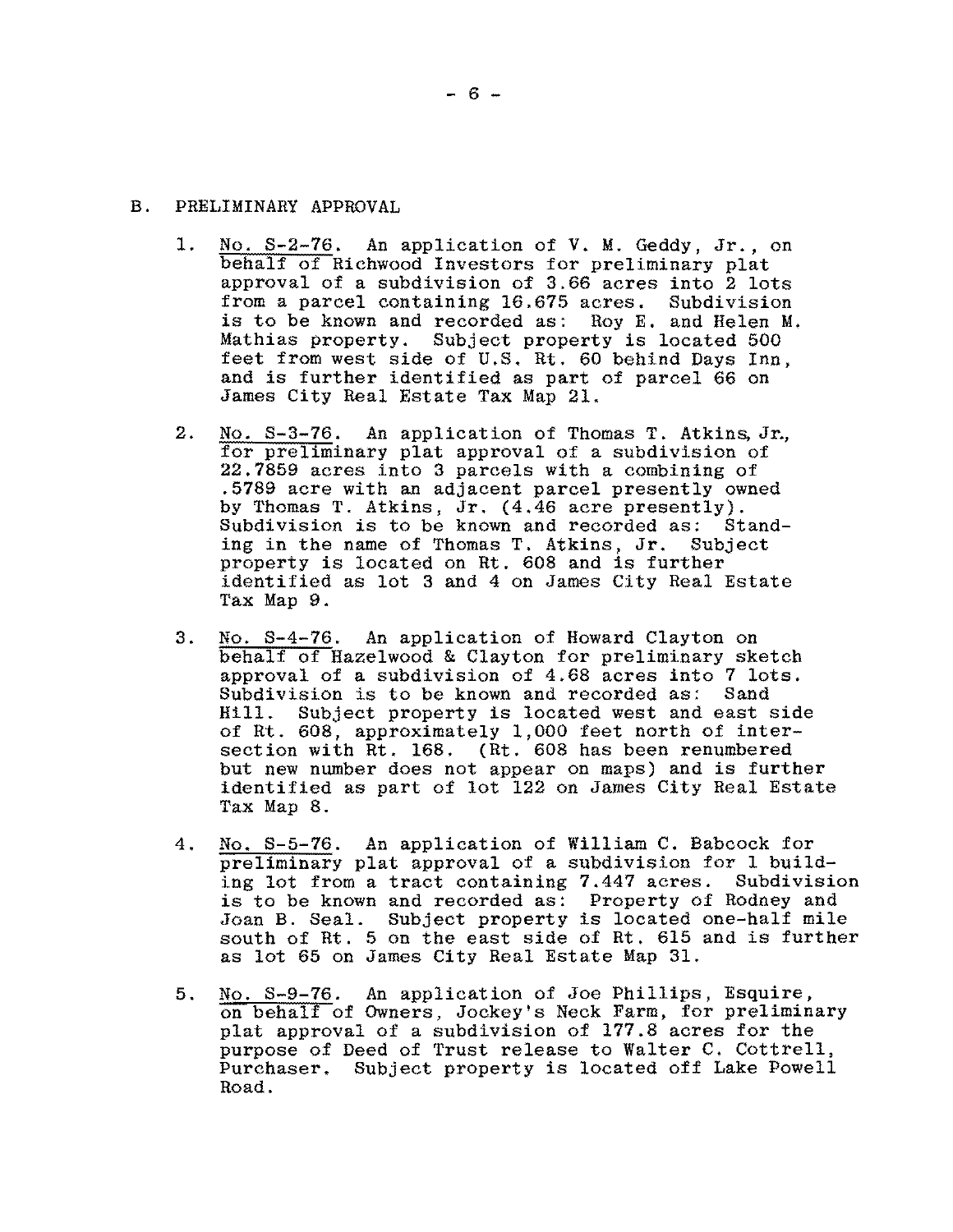B. PRELIMINARY APPROVAL

1. No. S-2-76. An application of V. M. Geddy, Jr., on behalf of Richwood Investors for preliminary plat approval of a subdivision of 3.66 acres into 2 lots from a parcel containing 16.675 acres. Subdivision is to be known and recorded as: Roy E. and Helen M. Mathias property. Subject property is located 500 feet from west side of U.S. Rt. 60 behind Days Inn, and is further identified as part of parcel 66 on James City Real Estate Tax Map 21.

2. No. S-3-76. An application of Thomas T. Atkins, Jr., for preliminary plat approval of a subdivision of 22.7859 acres into 3 parcels with a combining of .5789 acre with an adjacent parcel presently owned by Thomas T. Atkins, Jr. (4.46 acre presently). Subdivision is to be known and recorded as: Standing in the name of Thomas T. Atkins, Jr. Subject property is located on Rt. 608 and is further identified as lot 3 and 4 on James City Real Estate Tax Map 9.

3. No. S-4-76. An application of Howard Clayton on behalf of Hazelwood & Clayton for preliminary sketch approval of a subdivision of 4.68 acres into 7 lots. Subdivision is to be known and recorded as: Sand Hill. Subject property is located west and east side of Rt. 608, approximately 1,000 feet north of intersection with Rt. 168. (Rt. 608 has been renumbered but new number does not appear on maps) and is further identified as part of lot 122 on James City Real Estate Tax Map 8.

4. No. S-5-76. An application of William C. Babcock for preliminary plat approval of a subdivision for 1 building lot from a tract containing 7.447 acres. Subdivision is to be known and recorded as: Property of Rodney and Joan B. Seal. Subject property is located one-half mile south of Rt. 5 on the east side of Rt. 615 and is further as lot 65 on James City Real Estate Map 31.

5. No. S-9-76. An application of Joe Phillips, Esquire, on behalf of Owners, Jockey's Neck Farm, for preliminary plat approval of a subdivision of 177.8 acres for the purpose of Deed of Trust release to Walter C. Cottrell, Purchaser. Subject property is located off Lake Powell Road.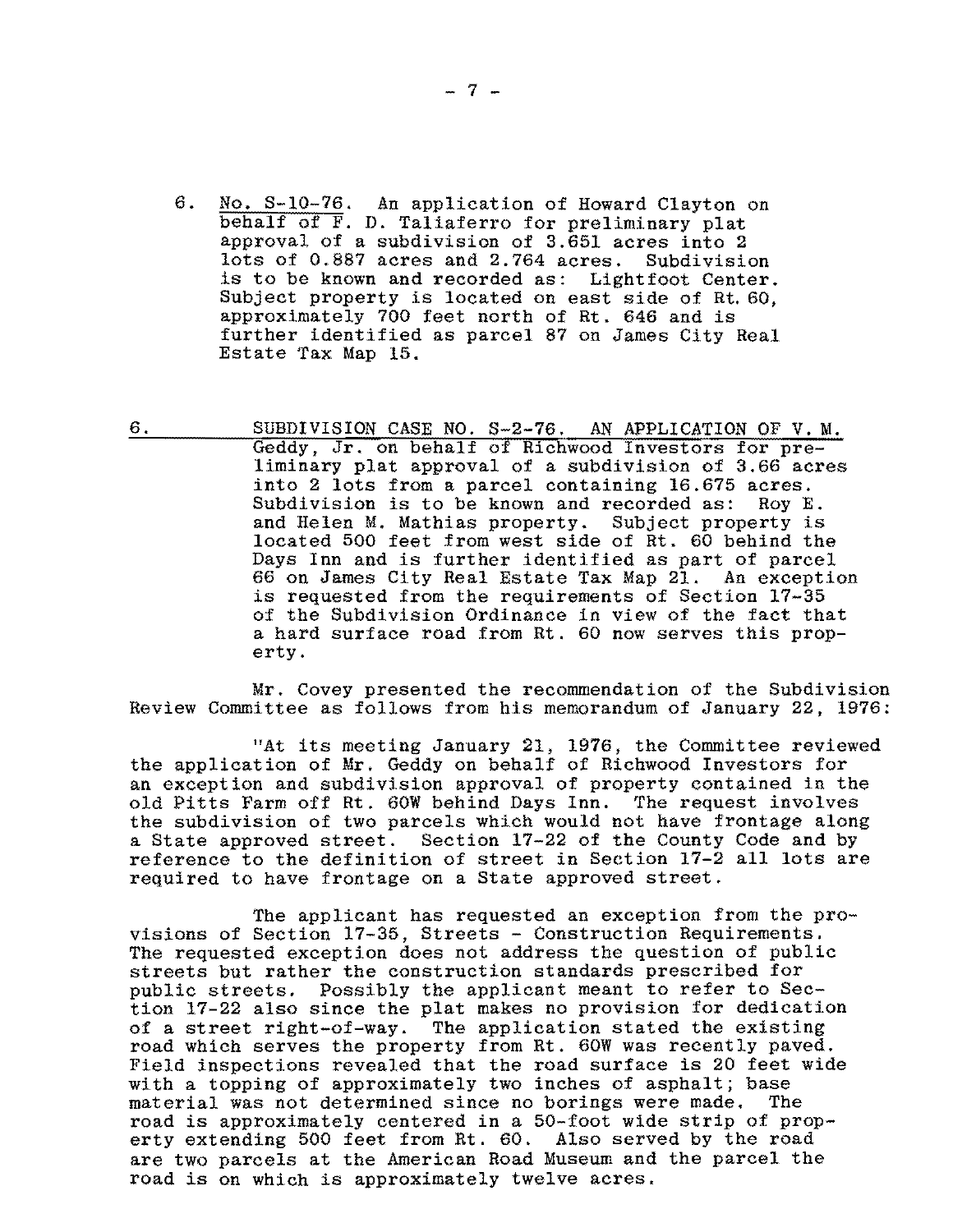6. No. S-10-76. An application of Howard Clayton on behalf of F. D. Taliaferro for preliminary plat approval of a subdivision of 3.651 acres into 2 lots of 0.887 acres and 2.764 acres. Subdivision is to be known and recorded as: Lightfoot Center. Subject property is located on east side of Rt. 60, approximately 700 feet north of Rt. 646 and is further identified as parcel 87 on James City Real Estate Tax Map 15.

6. SUBDIVISION CASE NO. S-2-76. AN APPLICATION OF V. M. Geddy, Jr. on behalf of Richwood Investors for preliminary plat approval of a subdivision of 3.66 acres into 2 lots from a parcel containing 16.675 acres. Subdivision is to be known and recorded as: Roy E. and Helen M. Mathias property. Subject property is located 500 feet from west side of Rt. 60 behind the Days Inn and is further identified as part of parcel 66 on James City Real Estate Tax Map 21. An exception is requested from the requirements of Section 17-35 of the Subdivision Ordinance in view of the fact that a hard surface road from Rt. 60 now serves this property.

Mr. Covey presented the recommendation of the Subdivision Review Committee as follows from his memorandum of January 22, 1976:

"At its meeting January 21, 1976, the Committee reviewed the application of Mr. Geddy on behalf of Richwood Investors for an exception and subdivision approval of property contained in the old Pitts Farm off Rt. 60W behind Days Inn. The request involves the subdivision of two parcels which would not have frontage along a State approved street. Section 17-22 of the County Code and by reference to the definition of street in Section 17-2 all lots are required to have frontage on a State approved street.

The applicant has requested an exception from the provisions of Section 17-35, Streets - Construction Requirements. The requested exception does not address the question of public streets but rather the construction standards prescribed for public streets. Possibly the applicant meant to refer to Section 17-22 also since the plat makes no provision for dedication of a street right-of-way. The application stated the existing road which serves the property from Rt. 60W was recently paved. Field inspections revealed that the road surface is 20 feet wide with a topping of approximately two inches of asphalt; base material was not determined since no borings were made. The road is approximately centered in a 50-foot wide strip of property extending 500 feet from Rt. 60. Also served by the road are two parcels at the American Road Museum and the parcel the road is on which is approximately twelve acres.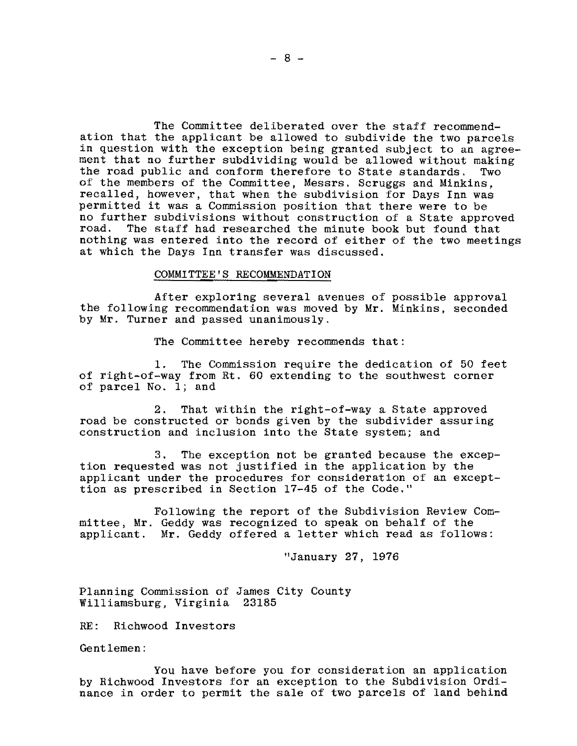The Committee deliberated over the staff recommendation that the applicant be allowed to subdivide the two parcels in question with the exception being granted subject to an agreement that no further subdividing would be allowed without making the road public and conform therefore to State standards. Two of the members of the Committee, Messrs. Scruggs and Minkins, recalled, however, that when the subdivision for Days Inn was permitted it was a Commission position that there were to be no further subdivisions without construction of a State approved road. The staff had researched the minute book but found that nothing was entered into the record of either of the two meetings at which the Days Inn transfer was discussed.

COMMITTEE'S RECOMMENDATION

After exploring several avenues of possible approval the following recommendation was moved by Mr. Minkins, seconded by Mr. Turner and passed unanimously.

The Committee hereby recommends that:

1. The Commission require the dedication of 50 feet of right-of-way from Rt. 60 extending to the southwest corner of parcel No. 1; and

2. That within the right-of-way a State approved road be constructed or bonds given by the subdivider assuring construction and inclusion into the State system; and

3. The exception not be granted because the exception requested was not justified in the application by the applicant under the procedures for consideration of an exception as prescribed in Section 17-45 of the Code."

Following the report of the Subdivision Review Committee, Mr. Geddy was recognized to speak on behalf of the applicant. Mr. Geddy offered a letter which read as follows:

"January 27, 1976

Planning Commission of James City County
Williamsburg, Virginia 23185

RE: Richwood Investors

Gentlemen:

You have before you for consideration an application by Richwood Investors for an exception to the Subdivision Ordinance in order to permit the sale of two parcels of land behind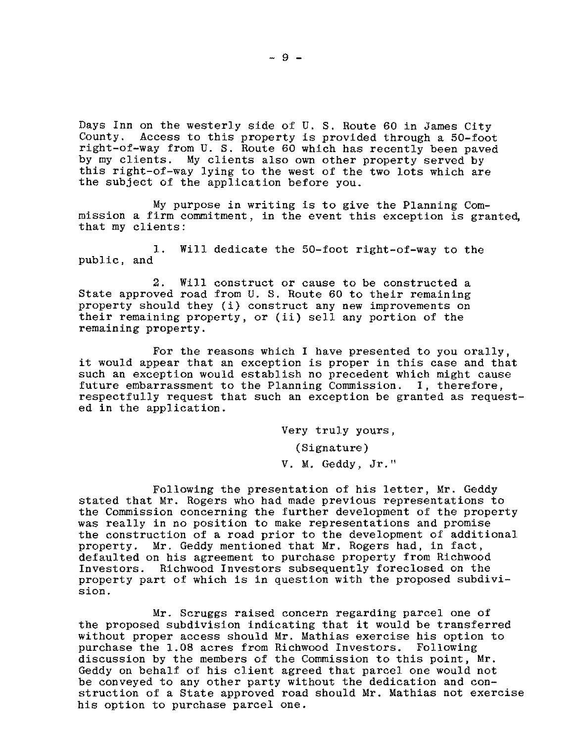Days Inn on the westerly side of U. S. Route 60 in James City County. Access to this property is provided through a 50-foot right-of-way from U. S. Route 60 which has recently been paved by my clients. My clients also own other property served by this right-of-way lying to the west of the two lots which are the subject of the application before you.

My purpose in writing is to give the Planning Commission a firm commitment, in the event this exception is granted, that my clients:

1. Will dedicate the 50-foot right-of-way to the public, and

2. Will construct or cause to be constructed a State approved road from U. S. Route 60 to their remaining property should they (i) construct any new improvements on their remaining property, or (ii) sell any portion of the remaining property.

For the reasons which I have presented to you orally, it would appear that an exception is proper in this case and that such an exception would establish no precedent which might cause future embarrassment to the Planning Commission. I, therefore, respectfully request that such an exception be granted as requested in the application.

Very truly yours,

(Signature)

V. M. Geddy, Jr."

Following the presentation of his letter, Mr. Geddy stated that Mr. Rogers who had made previous representations to the Commission concerning the further development of the property was really in no position to make representations and promise the construction of a road prior to the development of additional property. Mr. Geddy mentioned that Mr. Rogers had, in fact, defaulted on his agreement to purchase property from Richwood Investors. Richwood Investors subsequently foreclosed on the property part of which is in question with the proposed subdivision.

Mr. Scruggs raised concern regarding parcel one of the proposed subdivision indicating that it would be transferred without proper access should Mr. Mathias exercise his option to purchase the 1.08 acres from Richwood Investors. Following discussion by the members of the Commission to this point, Mr. Geddy on behalf of his client agreed that parcel one would not be conveyed to any other party without the dedication and construction of a State approved road should Mr. Mathias not exercise his option to purchase parcel one.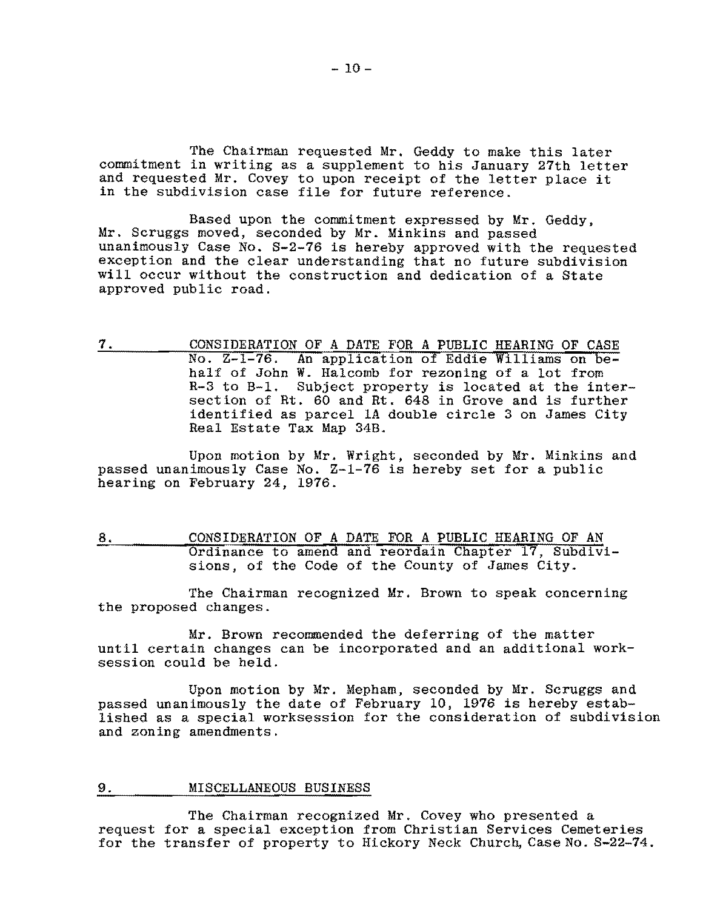The Chairman requested Mr. Geddy to make this later commitment in writing as a supplement to his January 27th letter and requested Mr. Covey to upon receipt of the letter place it in the subdivision case file for future reference.

Based upon the commitment expressed by Mr. Geddy, Mr. Scruggs moved, seconded by Mr. Minkins and passed unanimously Case No. S-2-76 is hereby approved with the requested exception and the clear understanding that no future subdivision will occur without the construction and dedication of a State approved public road.

7. CONSIDERATION OF A DATE FOR A PUBLIC HEARING OF CASE No. Z-1-76. An application of Eddie Williams on behalf of John W. Halcomb for rezoning of a lot from R-3 to B-1. Subject property is located at the intersection of Rt. 60 and Rt. 648 in Grove and is further identified as parcel 1A double circle 3 on James City Real Estate Tax Map 34B.

Upon motion by Mr. Wright, seconded by Mr. Minkins and passed unanimously Case No. Z-1-76 is hereby set for a public hearing on February 24, 1976.

8. CONSIDERATION OF A DATE FOR A PUBLIC HEARING OF AN Ordinance to amend and reordain Chapter 17, Subdivisions, of the Code of the County of James City.

The Chairman recognized Mr. Brown to speak concerning the proposed changes.

Mr. Brown recommended the deferring of the matter until certain changes can be incorporated and an additional worksession could be held.

Upon motion by Mr. Mepham, seconded by Mr. Scruggs and passed unanimously the date of February 10, 1976 is hereby established as a special worksession for the consideration of subdivision and zoning amendments.

9. MISCELLANEOUS BUSINESS

The Chairman recognized Mr. Covey who presented a request for a special exception from Christian Services Cemeteries for the transfer of property to Hickory Neck Church, Case No. S-22-74.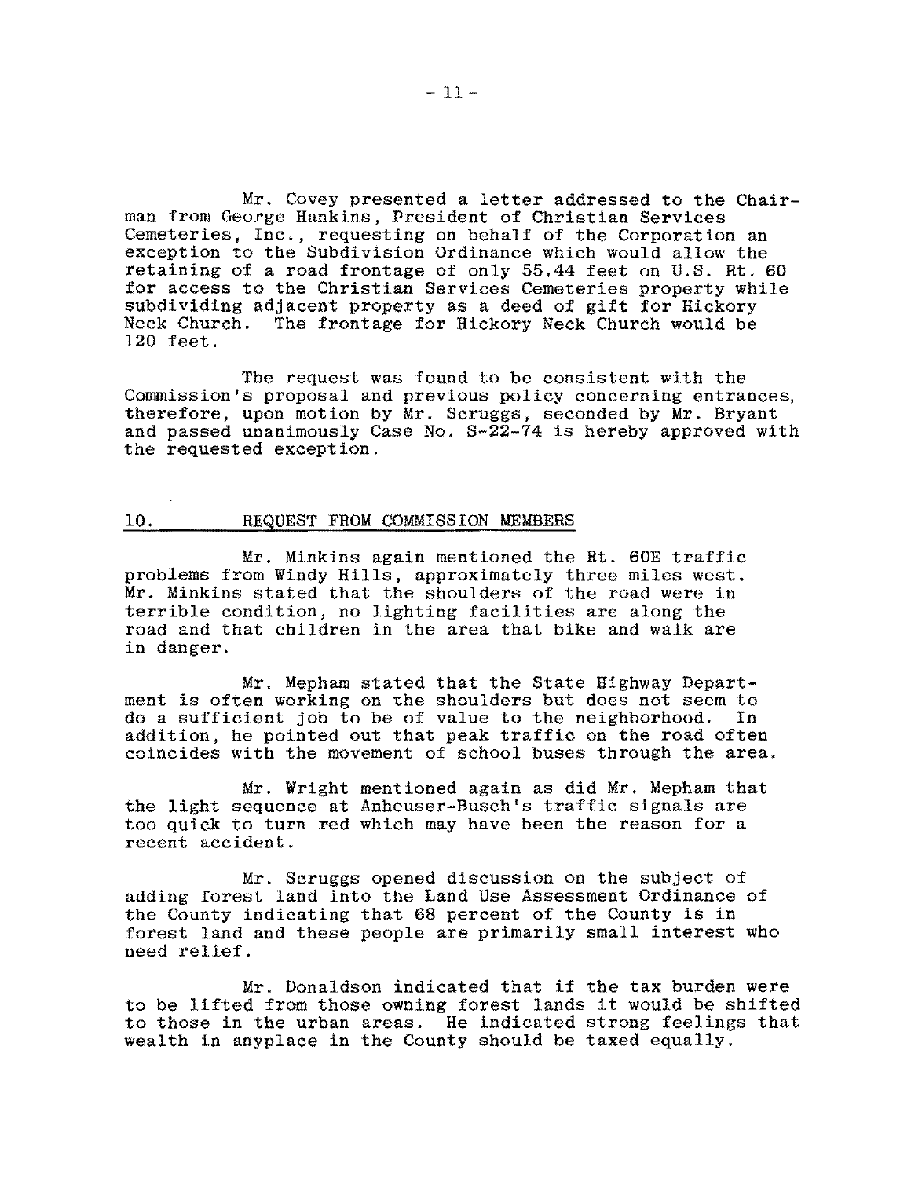Mr. Covey presented a letter addressed to the Chairman from George Hankins, President of Christian Services Cemeteries, Inc., requesting on behalf of the Corporation an exception to the Subdivision Ordinance which would allow the retaining of a road frontage of only 55.44 feet on U.S. Rt. 60 for access to the Christian Services Cemeteries property while subdividing adjacent property as a deed of gift for Hickory Neck Church. The frontage for Hickory Neck Church would be 120 feet.

The request was found to be consistent with the Commission's proposal and previous policy concerning entrances, therefore, upon motion by Mr. Scruggs, seconded by Mr. Bryant and passed unanimously Case No. S-22-74 is hereby approved with the requested exception.

## 10. REQUEST FROM COMMISSION MEMBERS

Mr. Minkins again mentioned the Rt. 60E traffic problems from Windy Hills, approximately three miles west. Mr. Minkins stated that the shoulders of the road were in terrible condition, no lighting facilities are along the road and that children in the area that bike and walk are in danger.

Mr. Mepham stated that the State Highway Department is often working on the shoulders but does not seem to do a sufficient job to be of value to the neighborhood. In addition, he pointed out that peak traffic on the road often coincides with the movement of school buses through the area.

Mr. Wright mentioned again as did Mr. Mepham that the light sequence at Anheuser-Busch's traffic signals are too quick to turn red which may have been the reason for a recent accident.

Mr. Scruggs opened discussion on the subject of adding forest land into the Land Use Assessment Ordinance of the County indicating that 68 percent of the County is in forest land and these people are primarily small interest who need relief.

Mr. Donaldson indicated that if the tax burden were to be lifted from those owning forest lands it would be shifted to those in the urban areas. He indicated strong feelings that wealth in anyplace in the County should be taxed equally.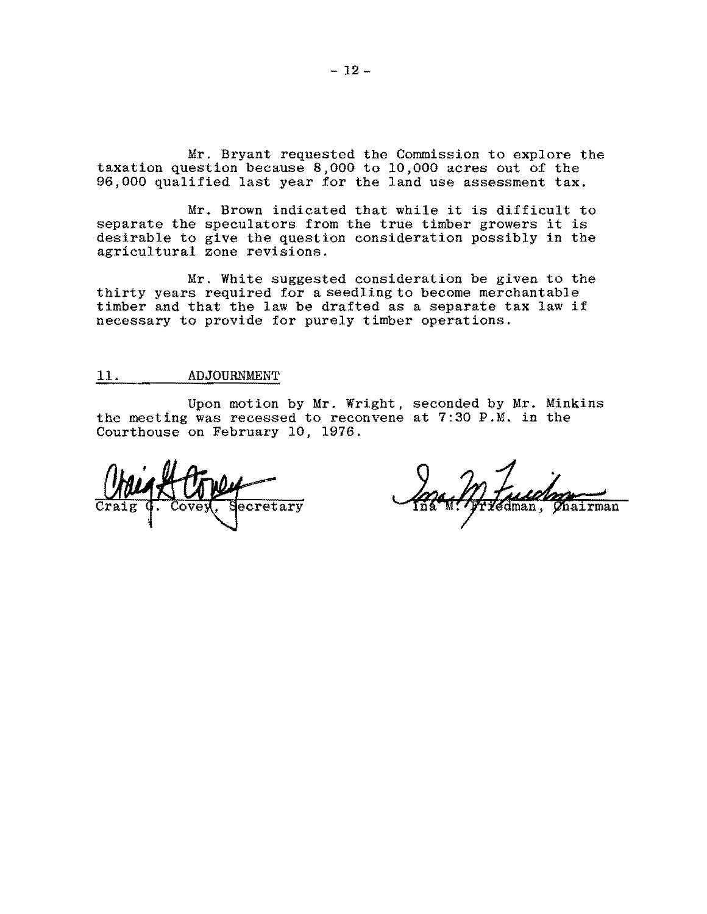Mr. Bryant requested the Commission to explore the taxation question because 8,000 to 10,000 acres out of the 96,000 qualified last year for the land use assessment tax.

Mr. Brown indicated that while it is difficult to separate the speculators from the true timber growers it is desirable to give the question consideration possibly in the agricultural zone revisions.

Mr. White suggested consideration be given to the thirty years required for a seedling to become merchantable timber and that the law be drafted as a separate tax law if necessary to provide for purely timber operations.

## 11. ADJOURNMENT

Upon motion by Mr. Wright, seconded by Mr. Minkins the meeting was recessed to reconvene at 7:30 P.M. in the Courthouse on February 10, 1976.

Craig G. Covey, Secretary

Ina M. Friedman, Chairman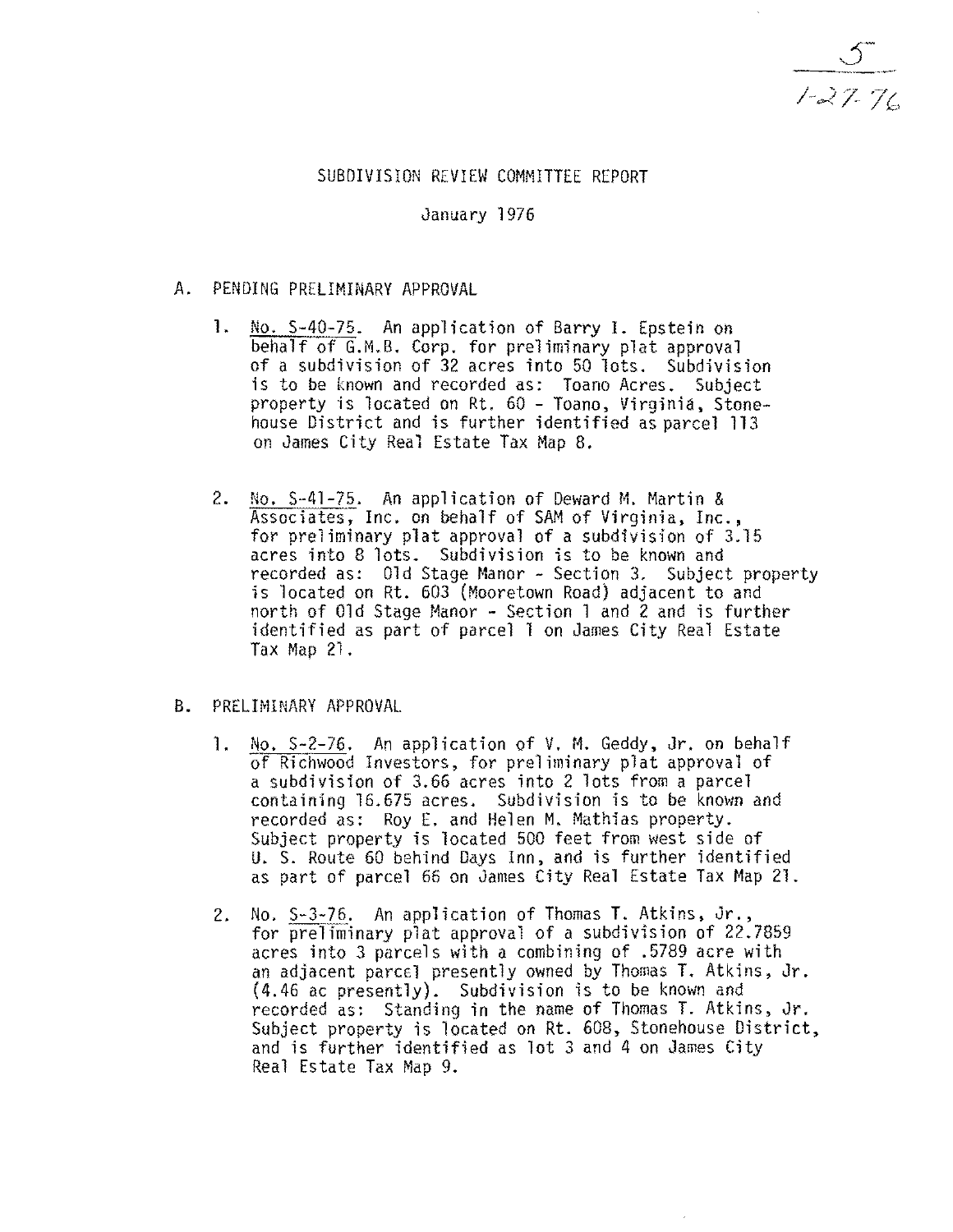5
1-27-76

# SUBDIVISION REVIEW COMMITTEE REPORT

January 1976

## A. PENDING PRELIMINARY APPROVAL

1. No. S-40-75. An application of Barry I. Epstein on behalf of G.M.B. Corp. for preliminary plat approval of a subdivision of 32 acres into 50 lots. Subdivision is to be known and recorded as: Toano Acres. Subject property is located on Rt. 60 - Toano, Virginia, Stonehouse District and is further identified as parcel 113 on James City Real Estate Tax Map 8.

2. No. S-41-75. An application of Deward M. Martin & Associates, Inc. on behalf of SAM of Virginia, Inc., for preliminary plat approval of a subdivision of 3.15 acres into 8 lots. Subdivision is to be known and recorded as: Old Stage Manor - Section 3. Subject property is located on Rt. 603 (Mooretown Road) adjacent to and north of Old Stage Manor - Section 1 and 2 and is further identified as part of parcel 1 on James City Real Estate Tax Map 21.

## B. PRELIMINARY APPROVAL

1. No. S-2-76. An application of V. M. Geddy, Jr. on behalf of Richwood Investors, for preliminary plat approval of a subdivision of 3.66 acres into 2 lots from a parcel containing 16.675 acres. Subdivision is to be known and recorded as: Roy E. and Helen M. Mathias property. Subject property is located 500 feet from west side of U. S. Route 60 behind Days Inn, and is further identified as part of parcel 66 on James City Real Estate Tax Map 21.

2. No. S-3-76. An application of Thomas T. Atkins, Jr., for preliminary plat approval of a subdivision of 22.7859 acres into 3 parcels with a combining of .5789 acre with an adjacent parcel presently owned by Thomas T. Atkins, Jr. (4.46 ac presently). Subdivision is to be known and recorded as: Standing in the name of Thomas T. Atkins, Jr. Subject property is located on Rt. 608, Stonehouse District, and is further identified as lot 3 and 4 on James City Real Estate Tax Map 9.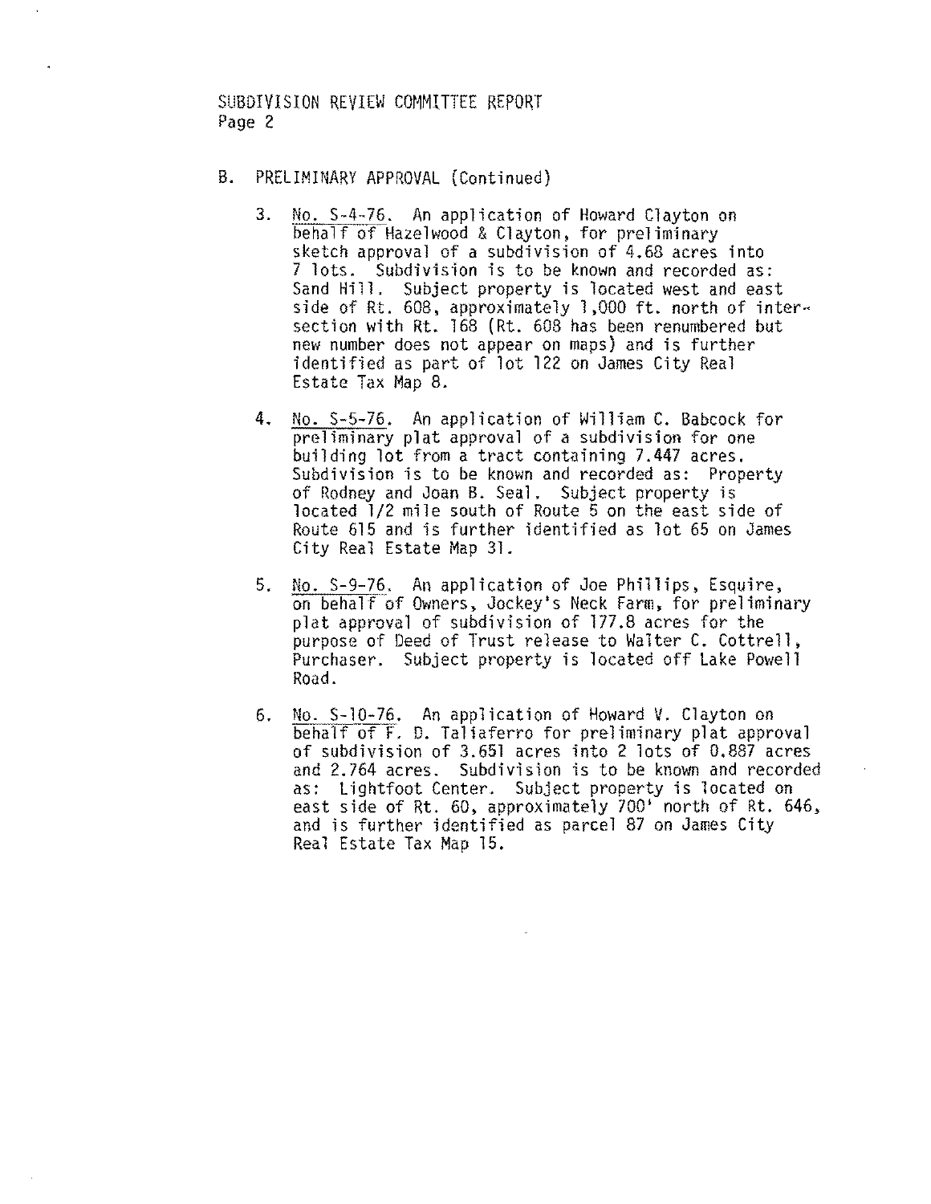SUBDIVISION REVIEW COMMITTEE REPORT
Page 2

B. PRELIMINARY APPROVAL (Continued)

3. No. S-4-76. An application of Howard Clayton on behalf of Hazelwood & Clayton, for preliminary sketch approval of a subdivision of 4.68 acres into 7 lots. Subdivision is to be known and recorded as: Sand Hill. Subject property is located west and east side of Rt. 608, approximately 1,000 ft. north of intersection with Rt. 168 (Rt. 608 has been renumbered but new number does not appear on maps) and is further identified as part of lot 122 on James City Real Estate Tax Map 8.

4. No. S-5-76. An application of William C. Babcock for preliminary plat approval of a subdivision for one building lot from a tract containing 7.447 acres. Subdivision is to be known and recorded as: Property of Rodney and Joan B. Seal. Subject property is located 1/2 mile south of Route 5 on the east side of Route 615 and is further identified as lot 65 on James City Real Estate Map 31.

5. No. S-9-76. An application of Joe Phillips, Esquire, on behalf of Owners, Jockey's Neck Farm, for preliminary plat approval of subdivision of 177.8 acres for the purpose of Deed of Trust release to Walter C. Cottrell, Purchaser. Subject property is located off Lake Powell Road.

6. No. S-10-76. An application of Howard V. Clayton on behalf of F. D. Taliaferro for preliminary plat approval of subdivision of 3.651 acres into 2 lots of 0.887 acres and 2.764 acres. Subdivision is to be known and recorded as: Lightfoot Center. Subject property is located on east side of Rt. 60, approximately 700' north of Rt. 646, and is further identified as parcel 87 on James City Real Estate Tax Map 15.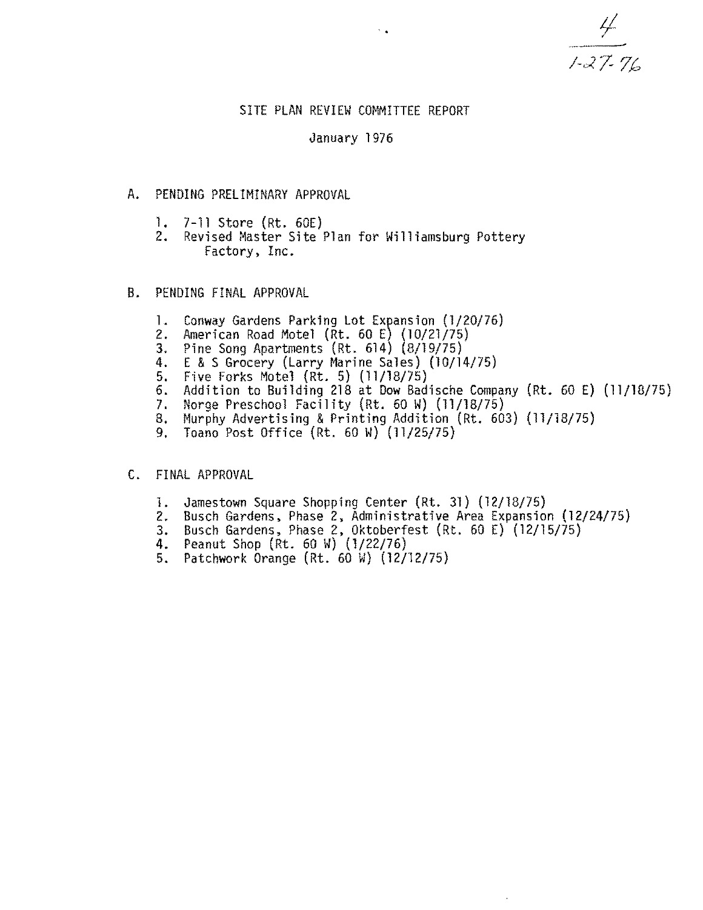4
1-27-76

# SITE PLAN REVIEW COMMITTEE REPORT

January 1976

## A. PENDING PRELIMINARY APPROVAL

1. 7-11 Store (Rt. 60E)
2. Revised Master Site Plan for Williamsburg Pottery Factory, Inc.

## B. PENDING FINAL APPROVAL

1. Conway Gardens Parking Lot Expansion (1/20/76)
2. American Road Motel (Rt. 60 E) (10/21/75)
3. Pine Song Apartments (Rt. 614) (8/19/75)
4. E & S Grocery (Larry Marine Sales) (10/14/75)
5. Five Forks Motel (Rt. 5) (11/18/75)
6. Addition to Building 218 at Dow Badische Company (Rt. 60 E) (11/18/75)
7. Norge Preschool Facility (Rt. 60 W) (11/18/75)
8. Murphy Advertising & Printing Addition (Rt. 603) (11/18/75)
9. Toano Post Office (Rt. 60 W) (11/25/75)

## C. FINAL APPROVAL

1. Jamestown Square Shopping Center (Rt. 31) (12/18/75)
2. Busch Gardens, Phase 2, Administrative Area Expansion (12/24/75)
3. Busch Gardens, Phase 2, Oktoberfest (Rt. 60 E) (12/15/75)
4. Peanut Shop (Rt. 60 W) (1/22/76)
5. Patchwork Orange (Rt. 60 W) (12/12/75)